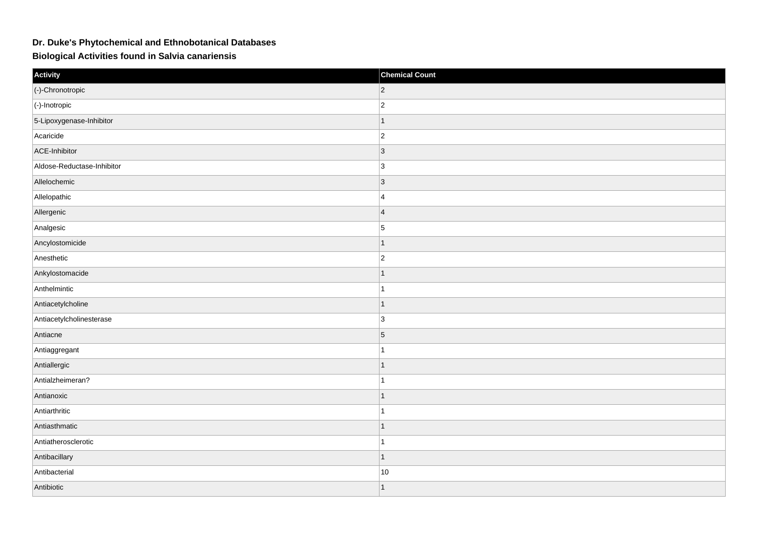## Dr. Duke's Phytochemical and Ethnobotanical Databases

### Biological Activities found in Salvia canariensis

| Activity | Chemical Count |
|---|---|
| (-)-Chronotropic | 2 |
| (-)-Inotropic | 2 |
| 5-Lipoxygenase-Inhibitor | 1 |
| Acaricide | 2 |
| ACE-Inhibitor | 3 |
| Aldose-Reductase-Inhibitor | 3 |
| Allelochemic | 3 |
| Allelopathic | 4 |
| Allergenic | 4 |
| Analgesic | 5 |
| Ancylostomicide | 1 |
| Anesthetic | 2 |
| Ankylostomacide | 1 |
| Anthelmintic | 1 |
| Antiacetylcholine | 1 |
| Antiacetylcholinesterase | 3 |
| Antiacne | 5 |
| Antiaggregant | 1 |
| Antiallergic | 1 |
| Antialzheimeran? | 1 |
| Antianoxic | 1 |
| Antiarthritic | 1 |
| Antiasthmatic | 1 |
| Antiatherosclerotic | 1 |
| Antibacillary | 1 |
| Antibacterial | 10 |
| Antibiotic | 1 |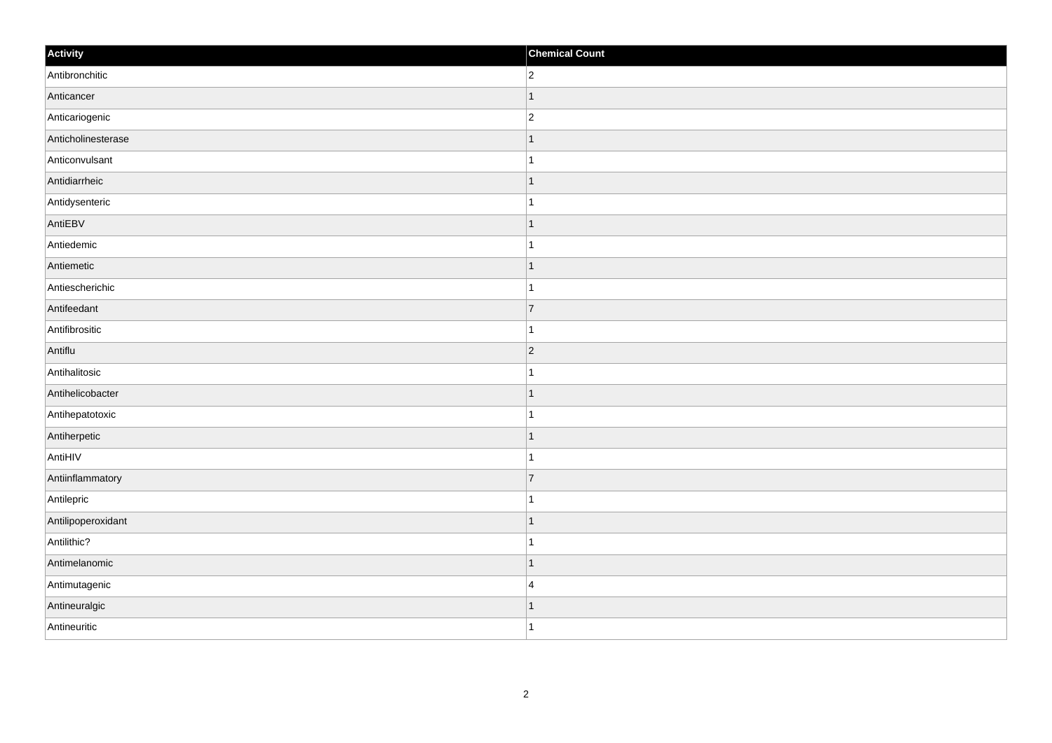| Activity | Chemical Count |
| --- | --- |
| Antibronchitic | 2 |
| Anticancer | 1 |
| Anticariogenic | 2 |
| Anticholinesterase | 1 |
| Anticonvulsant | 1 |
| Antidiarrheic | 1 |
| Antidysenteric | 1 |
| AntiEBV | 1 |
| Antiedemic | 1 |
| Antiemetic | 1 |
| Antiescherichic | 1 |
| Antifeedant | 7 |
| Antifibrositic | 1 |
| Antiflu | 2 |
| Antihalitosic | 1 |
| Antihelicobacter | 1 |
| Antihepatotoxic | 1 |
| Antiherpetic | 1 |
| AntiHIV | 1 |
| Antiinflammatory | 7 |
| Antilepric | 1 |
| Antilipoperoxidant | 1 |
| Antilithic? | 1 |
| Antimelanomic | 1 |
| Antimutagenic | 4 |
| Antineuralgic | 1 |
| Antineuritic | 1 |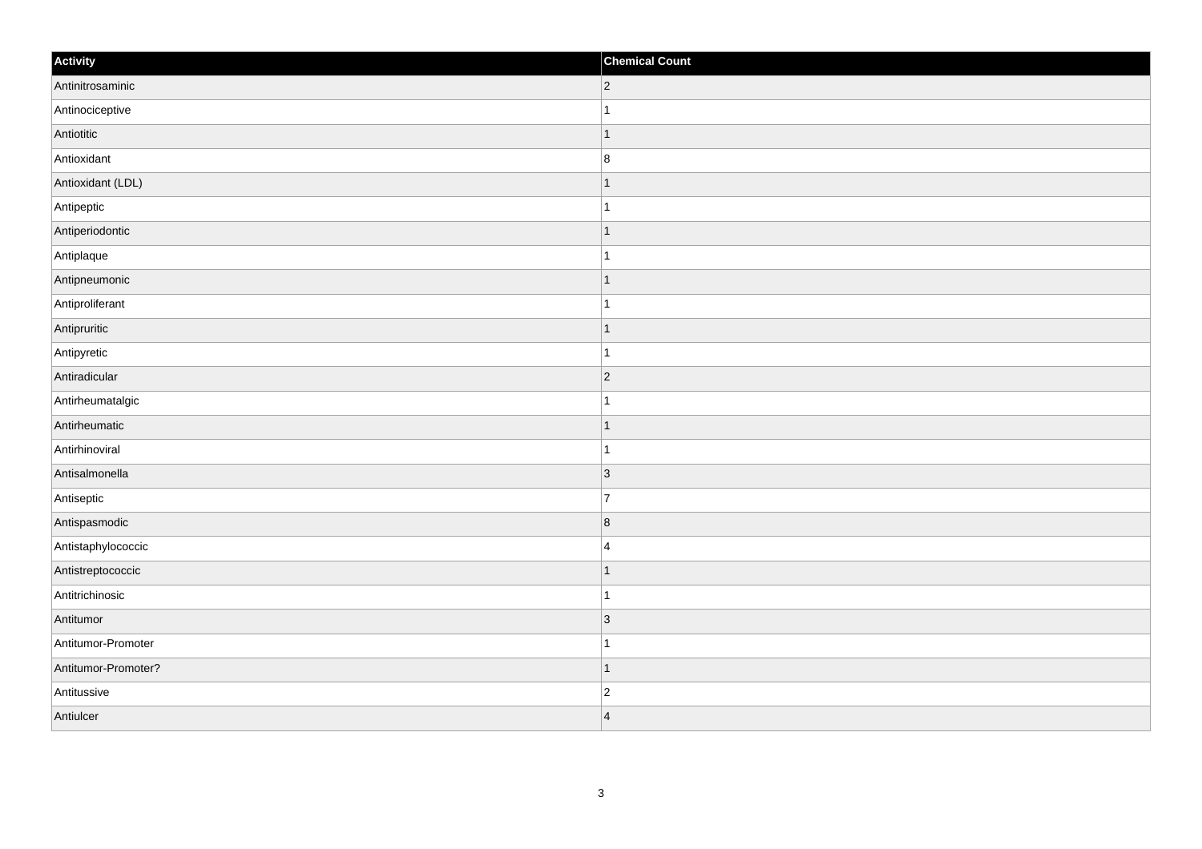| Activity | Chemical Count |
| --- | --- |
| Antinitrosaminic | 2 |
| Antinociceptive | 1 |
| Antiotitic | 1 |
| Antioxidant | 8 |
| Antioxidant (LDL) | 1 |
| Antipeptic | 1 |
| Antiperiodontic | 1 |
| Antiplaque | 1 |
| Antipneumonic | 1 |
| Antiproliferant | 1 |
| Antipruritic | 1 |
| Antipyretic | 1 |
| Antiradicular | 2 |
| Antirheumatalgic | 1 |
| Antirheumatic | 1 |
| Antirhinoviral | 1 |
| Antisalmonella | 3 |
| Antiseptic | 7 |
| Antispasmodic | 8 |
| Antistaphylococcic | 4 |
| Antistreptococcic | 1 |
| Antitrichinosic | 1 |
| Antitumor | 3 |
| Antitumor-Promoter | 1 |
| Antitumor-Promoter? | 1 |
| Antitussive | 2 |
| Antiulcer | 4 |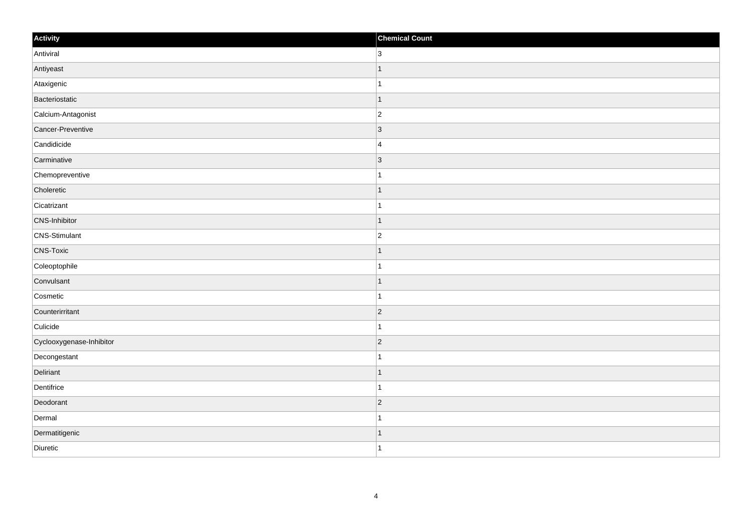| Activity | Chemical Count |
| --- | --- |
| Antiviral | 3 |
| Antiyeast | 1 |
| Ataxigenic | 1 |
| Bacteriostatic | 1 |
| Calcium-Antagonist | 2 |
| Cancer-Preventive | 3 |
| Candidicide | 4 |
| Carminative | 3 |
| Chemopreventive | 1 |
| Choleretic | 1 |
| Cicatrizant | 1 |
| CNS-Inhibitor | 1 |
| CNS-Stimulant | 2 |
| CNS-Toxic | 1 |
| Coleoptophile | 1 |
| Convulsant | 1 |
| Cosmetic | 1 |
| Counterirritant | 2 |
| Culicide | 1 |
| Cyclooxygenase-Inhibitor | 2 |
| Decongestant | 1 |
| Deliriant | 1 |
| Dentifrice | 1 |
| Deodorant | 2 |
| Dermal | 1 |
| Dermatitigenic | 1 |
| Diuretic | 1 |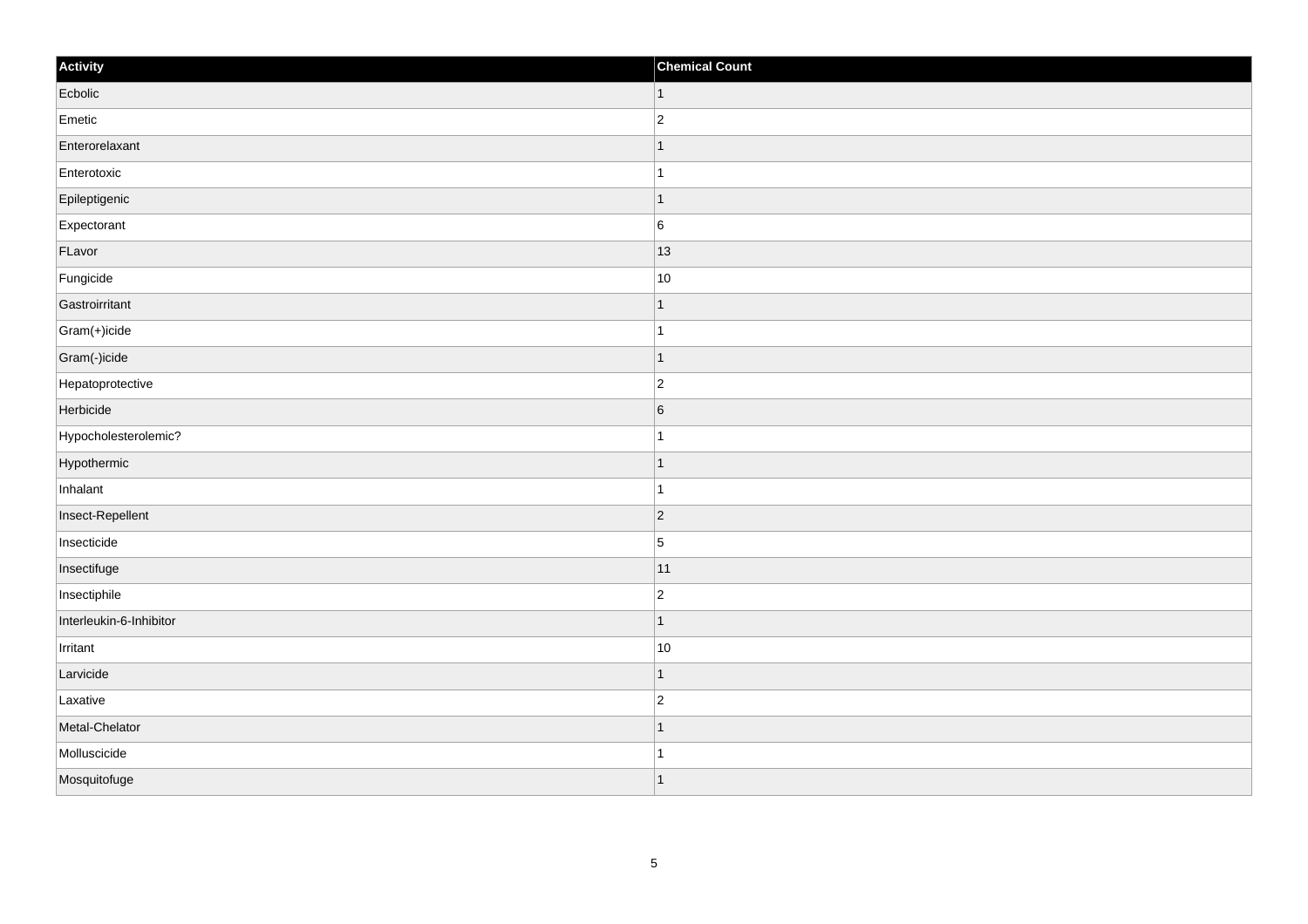| Activity | Chemical Count |
| --- | --- |
| Ecbolic | 1 |
| Emetic | 2 |
| Enterorelaxant | 1 |
| Enterotoxic | 1 |
| Epileptigenic | 1 |
| Expectorant | 6 |
| FLavor | 13 |
| Fungicide | 10 |
| Gastroirritant | 1 |
| Gram(+)icide | 1 |
| Gram(-)icide | 1 |
| Hepatoprotective | 2 |
| Herbicide | 6 |
| Hypocholesterolemic? | 1 |
| Hypothermic | 1 |
| Inhalant | 1 |
| Insect-Repellent | 2 |
| Insecticide | 5 |
| Insectifuge | 11 |
| Insectiphile | 2 |
| Interleukin-6-Inhibitor | 1 |
| Irritant | 10 |
| Larvicide | 1 |
| Laxative | 2 |
| Metal-Chelator | 1 |
| Molluscicide | 1 |
| Mosquitofuge | 1 |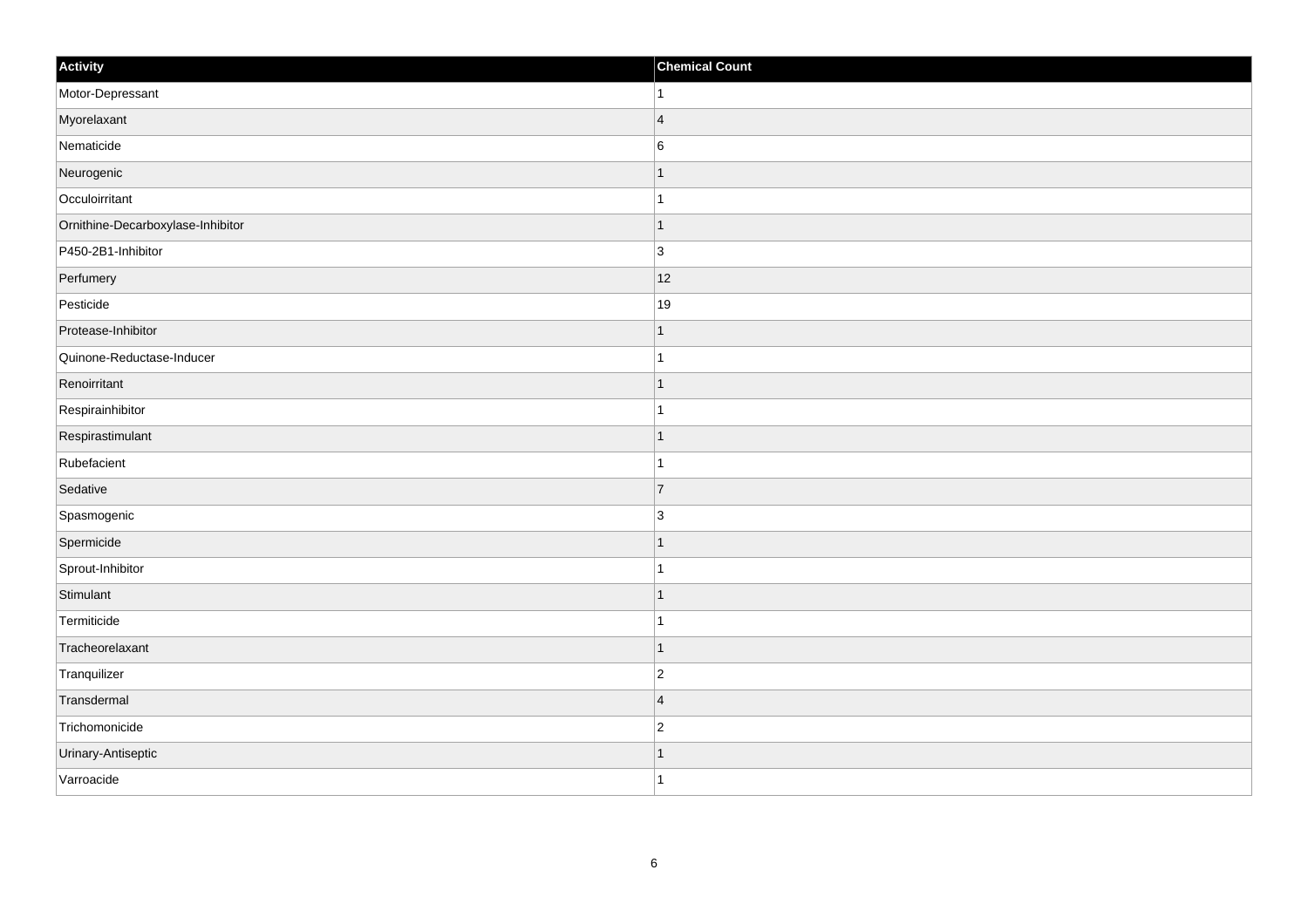| Activity | Chemical Count |
| --- | --- |
| Motor-Depressant | 1 |
| Myorelaxant | 4 |
| Nematicide | 6 |
| Neurogenic | 1 |
| Occuloirritant | 1 |
| Ornithine-Decarboxylase-Inhibitor | 1 |
| P450-2B1-Inhibitor | 3 |
| Perfumery | 12 |
| Pesticide | 19 |
| Protease-Inhibitor | 1 |
| Quinone-Reductase-Inducer | 1 |
| Renoirritant | 1 |
| Respirainhibitor | 1 |
| Respirastimulant | 1 |
| Rubefacient | 1 |
| Sedative | 7 |
| Spasmogenic | 3 |
| Spermicide | 1 |
| Sprout-Inhibitor | 1 |
| Stimulant | 1 |
| Termiticide | 1 |
| Tracheorelaxant | 1 |
| Tranquilizer | 2 |
| Transdermal | 4 |
| Trichomonicide | 2 |
| Urinary-Antiseptic | 1 |
| Varroacide | 1 |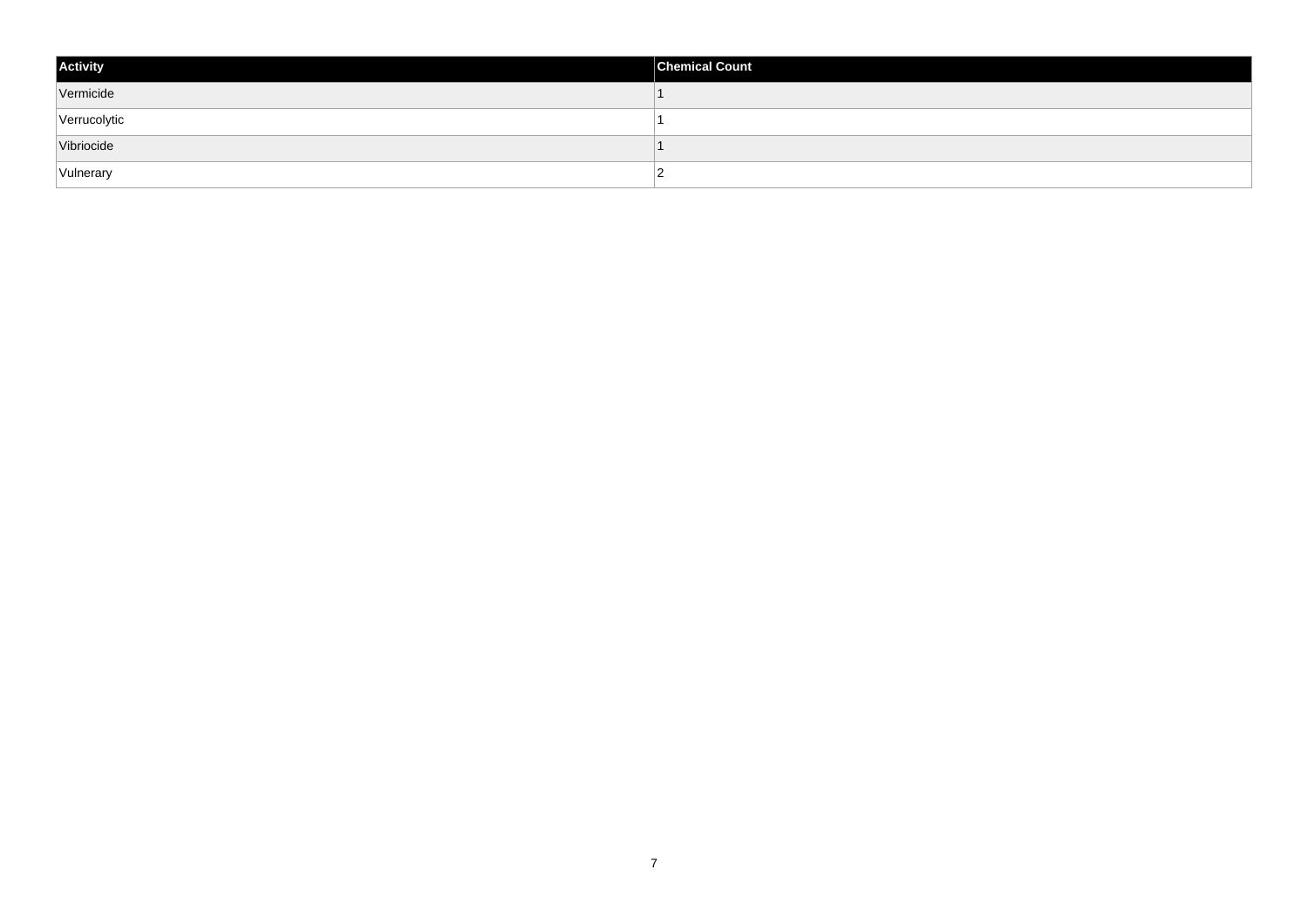| Activity | Chemical Count |
| --- | --- |
| Vermicide | 1 |
| Verrucolytic | 1 |
| Vibriocide | 1 |
| Vulnerary | 2 |